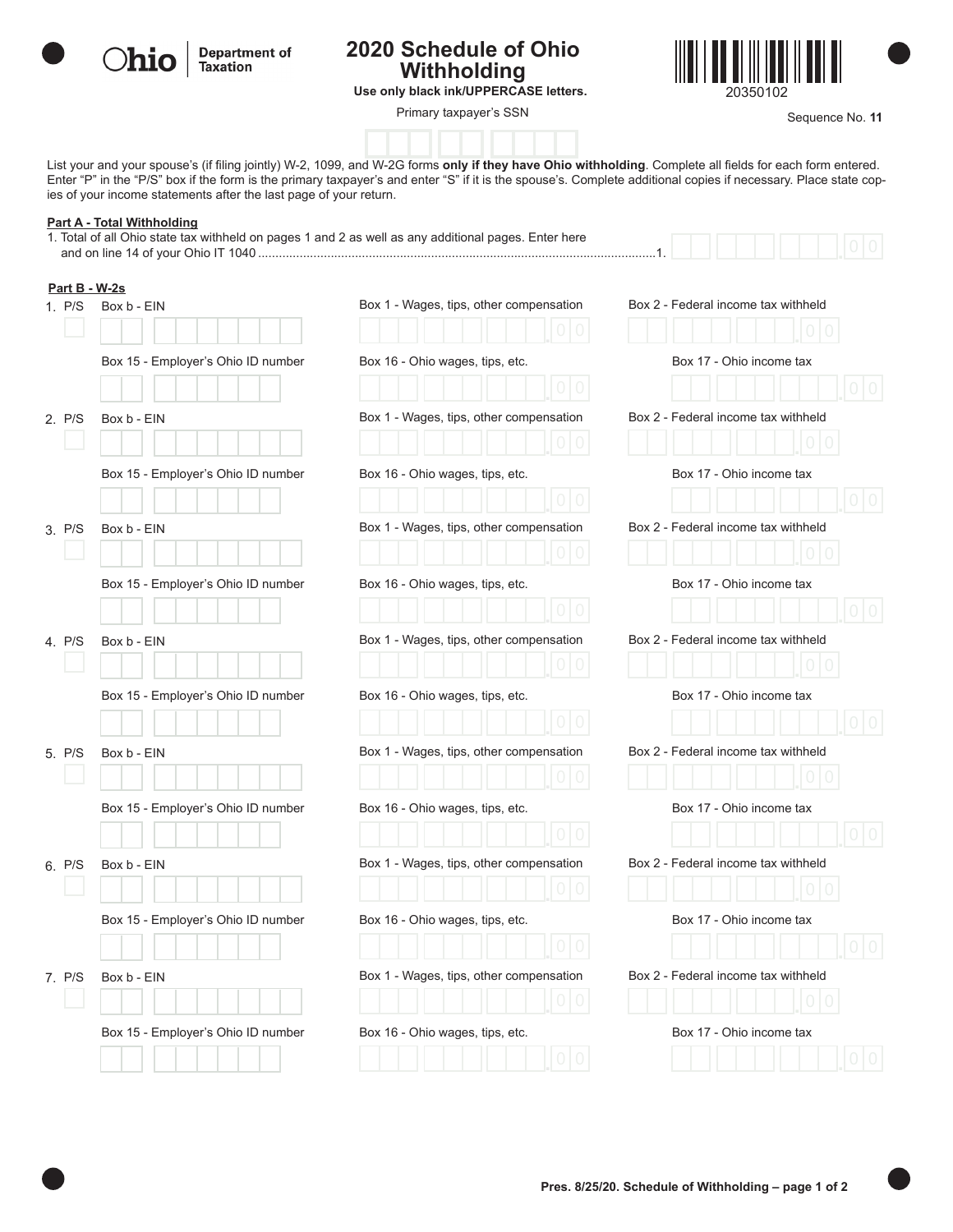Ohio Department of Taxation

# 2020 Schedule of Ohio Withholding

**Use only black ink/UPPERCASE letters.**

20350102

Primary taxpayer's SSN

Sequence No. **11**

List your and your spouse's (if filing jointly) W-2, 1099, and W-2G forms **only if they have Ohio withholding**. Complete all fields for each form entered. Enter "P" in the "P/S" box if the form is the primary taxpayer's and enter "S" if it is the spouse's. Complete additional copies if necessary. Place state copies of your income statements after the last page of your return.

## Part A - Total Withholding

1. Total of all Ohio state tax withheld on pages 1 and 2 as well as any additional pages. Enter here and on line 14 of your Ohio IT 1040 ....................................................................................................1. ____________ .00

## Part B - W-2s

| # | P/S | Box b - EIN | Box 1 - Wages, tips, other compensation | Box 2 - Federal income tax withheld |
|---|---|---|---|---|
| | | **Box 15 - Employer's Ohio ID number** | **Box 16 - Ohio wages, tips, etc.** | **Box 17 - Ohio income tax** |
| 1. | | | .00 | .00 |
| | | | .00 | .00 |
| 2. | | | .00 | .00 |
| | | | .00 | .00 |
| 3. | | | .00 | .00 |
| | | | .00 | .00 |
| 4. | | | .00 | .00 |
| | | | .00 | .00 |
| 5. | | | .00 | .00 |
| | | | .00 | .00 |
| 6. | | | .00 | .00 |
| | | | .00 | .00 |
| 7. | | | .00 | .00 |
| | | | .00 | .00 |

Pres. 8/25/20. Schedule of Withholding – page 1 of 2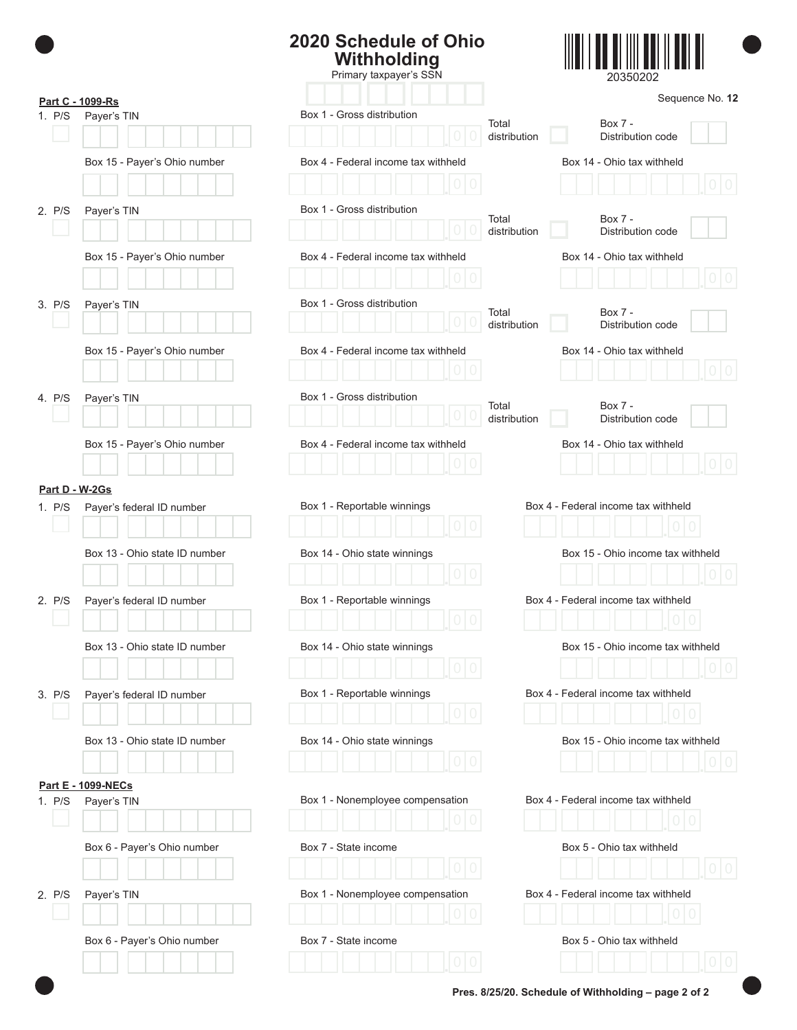# 2020 Schedule of Ohio Withholding

Primary taxpayer's SSN

20350202

Sequence No. **12**

## Part C - 1099-Rs

1. P/S

Payer's TIN

Box 1 - Gross distribution .00

Total distribution

Box 7 - Distribution code

Box 15 - Payer's Ohio number

Box 4 - Federal income tax withheld .00

Box 14 - Ohio tax withheld .00

2. P/S

Payer's TIN

Box 1 - Gross distribution .00

Total distribution

Box 7 - Distribution code

Box 15 - Payer's Ohio number

Box 4 - Federal income tax withheld .00

Box 14 - Ohio tax withheld .00

3. P/S

Payer's TIN

Box 1 - Gross distribution .00

Total distribution

Box 7 - Distribution code

Box 15 - Payer's Ohio number

Box 4 - Federal income tax withheld .00

Box 14 - Ohio tax withheld .00

4. P/S

Payer's TIN

Box 1 - Gross distribution .00

Total distribution

Box 7 - Distribution code

Box 15 - Payer's Ohio number

Box 4 - Federal income tax withheld .00

Box 14 - Ohio tax withheld .00

## Part D - W-2Gs

1. P/S

Payer's federal ID number

Box 1 - Reportable winnings .00

Box 4 - Federal income tax withheld .00

Box 13 - Ohio state ID number

Box 14 - Ohio state winnings .00

Box 15 - Ohio income tax withheld .00

2. P/S

Payer's federal ID number

Box 1 - Reportable winnings .00

Box 4 - Federal income tax withheld .00

Box 13 - Ohio state ID number

Box 14 - Ohio state winnings .00

Box 15 - Ohio income tax withheld .00

3. P/S

Payer's federal ID number

Box 1 - Reportable winnings .00

Box 4 - Federal income tax withheld .00

Box 13 - Ohio state ID number

Box 14 - Ohio state winnings .00

Box 15 - Ohio income tax withheld .00

## Part E - 1099-NECs

1. P/S

Payer's TIN

Box 1 - Nonemployee compensation .00

Box 4 - Federal income tax withheld .00

Box 6 - Payer's Ohio number

Box 7 - State income .00

Box 5 - Ohio tax withheld .00

2. P/S

Payer's TIN

Box 1 - Nonemployee compensation .00

Box 4 - Federal income tax withheld .00

Box 6 - Payer's Ohio number

Box 7 - State income .00

Box 5 - Ohio tax withheld .00

Pres. 8/25/20. Schedule of Withholding – page 2 of 2